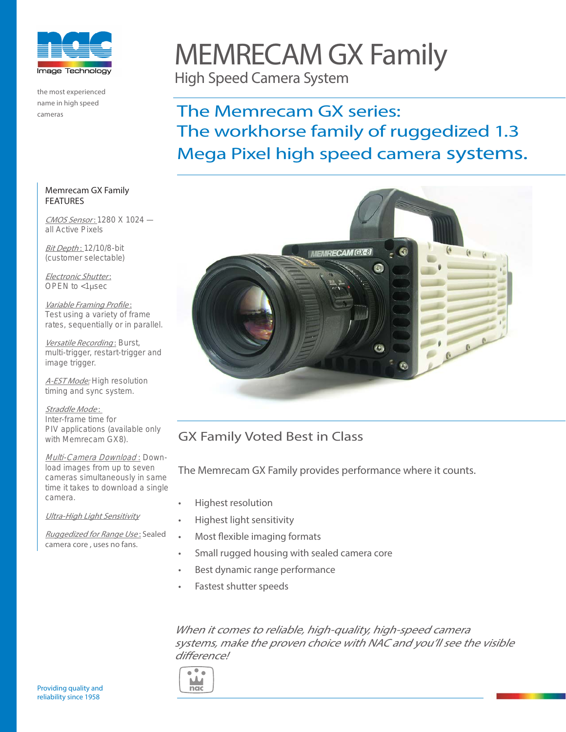nac Image Technology

the most experienced name in high speed cameras

# MEMRECAM GX Family

High Speed Camera System

## The Memrecam GX series: The workhorse family of ruggedized 1.3 Mega Pixel high speed camera systems.

### Memrecam GX Family FEATURES

*CMOS Sensor*: 1280 X 1024 — all Active Pixels

*Bit Depth*: 12/10/8-bit (customer selectable)

*Electronic Shutter*: OPEN to <1µsec

*Variable Framing Profile*: Test using a variety of frame rates, sequentially or in parallel.

*Versatile Recording*: Burst, multi-trigger, restart-trigger and image trigger.

*A-EST Mode:* High resolution timing and sync system.

*Straddle Mode*: Inter-frame time for PIV applications (available only with Memrecam GX8).

*Multi-Camera Download*: Download images from up to seven cameras simultaneously in same time it takes to download a single camera.

*Ultra-High Light Sensitivity*

*Ruggedized for Range Use*: Sealed camera core , uses no fans.

## GX Family Voted Best in Class

The Memrecam GX Family provides performance where it counts.

- Highest resolution
- Highest light sensitivity
- Most flexible imaging formats
- Small rugged housing with sealed camera core
- Best dynamic range performance
- Fastest shutter speeds

*When it comes to reliable, high-quality, high-speed camera systems, make the proven choice with NAC and you'll see the visible difference!*

Providing quality and reliability since 1958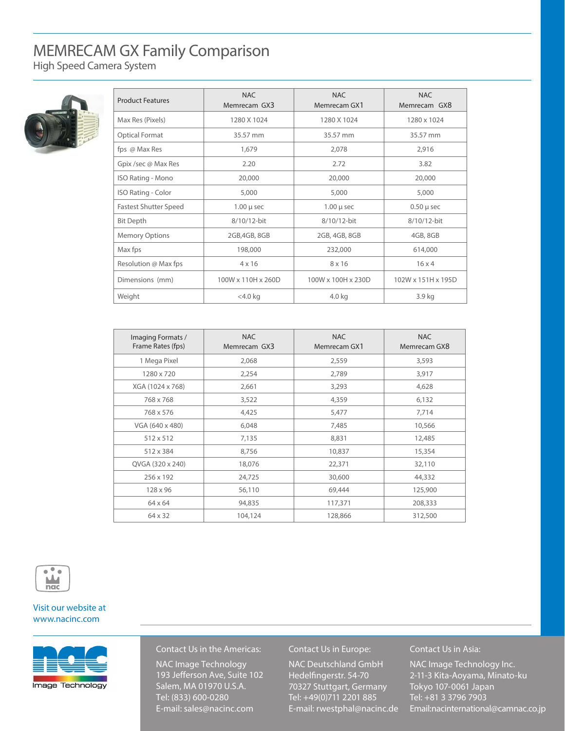# MEMRECAM GX Family Comparison

High Speed Camera System

| Product Features | NAC Memrecam GX3 | NAC Memrecam GX1 | NAC Memrecam GX8 |
|---|---|---|---|
| Max Res (Pixels) | 1280 X 1024 | 1280 X 1024 | 1280 x 1024 |
| Optical Format | 35.57 mm | 35.57 mm | 35.57 mm |
| fps @ Max Res | 1,679 | 2,078 | 2,916 |
| Gpix /sec @ Max Res | 2.20 | 2.72 | 3.82 |
| ISO Rating - Mono | 20,000 | 20,000 | 20,000 |
| ISO Rating - Color | 5,000 | 5,000 | 5,000 |
| Fastest Shutter Speed | 1.00 μ sec | 1.00 μ sec | 0.50 μ sec |
| Bit Depth | 8/10/12-bit | 8/10/12-bit | 8/10/12-bit |
| Memory Options | 2GB,4GB, 8GB | 2GB, 4GB, 8GB | 4GB, 8GB |
| Max fps | 198,000 | 232,000 | 614,000 |
| Resolution @ Max fps | 4 x 16 | 8 x 16 | 16 x 4 |
| Dimensions (mm) | 100W x 110H x 260D | 100W x 100H x 230D | 102W x 151H x 195D |
| Weight | <4.0 kg | 4.0 kg | 3.9 kg |

| Imaging Formats / Frame Rates (fps) | NAC Memrecam GX3 | NAC Memrecam GX1 | NAC Memrecam GX8 |
|---|---|---|---|
| 1 Mega Pixel | 2,068 | 2,559 | 3,593 |
| 1280 x 720 | 2,254 | 2,789 | 3,917 |
| XGA (1024 x 768) | 2,661 | 3,293 | 4,628 |
| 768 x 768 | 3,522 | 4,359 | 6,132 |
| 768 x 576 | 4,425 | 5,477 | 7,714 |
| VGA (640 x 480) | 6,048 | 7,485 | 10,566 |
| 512 x 512 | 7,135 | 8,831 | 12,485 |
| 512 x 384 | 8,756 | 10,837 | 15,354 |
| QVGA (320 x 240) | 18,076 | 22,371 | 32,110 |
| 256 x 192 | 24,725 | 30,600 | 44,332 |
| 128 x 96 | 56,110 | 69,444 | 125,900 |
| 64 x 64 | 94,835 | 117,371 | 208,333 |
| 64 x 32 | 104,124 | 128,866 | 312,500 |

Visit our website at
www.nacinc.com

Image Technology

**Contact Us in the Americas:**

NAC Image Technology
193 Jefferson Ave, Suite 102
Salem, MA 01970 U.S.A.
Tel: (833) 600-0280
E-mail: sales@nacinc.com

**Contact Us in Europe:**

NAC Deutschland GmbH
Hedelfingerstr. 54-70
70327 Stuttgart, Germany
Tel: +49(0)711 2201 885
E-mail: rwestphal@nacinc.de

**Contact Us in Asia:**

NAC Image Technology Inc.
2-11-3 Kita-Aoyama, Minato-ku
Tokyo 107-0061 Japan
Tel: +81 3 3796 7903
Email:nacinternational@camnac.co.jp